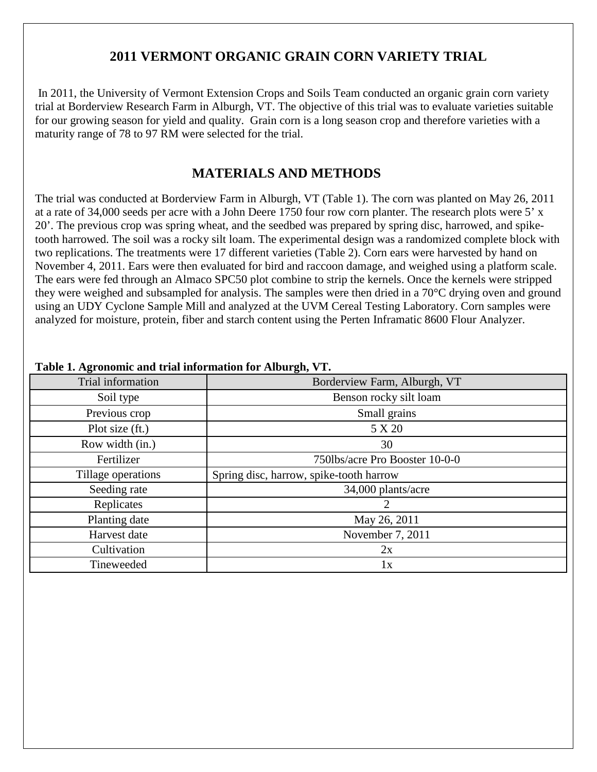# 2011 VERMONT ORGANIC GRAIN CORN VARIETY TRIAL

In 2011, the University of Vermont Extension Crops and Soils Team conducted an organic grain corn variety trial at Borderview Research Farm in Alburgh, VT. The objective of this trial was to evaluate varieties suitable for our growing season for yield and quality. Grain corn is a long season crop and therefore varieties with a maturity range of 78 to 97 RM were selected for the trial.

## MATERIALS AND METHODS

The trial was conducted at Borderview Farm in Alburgh, VT (Table 1). The corn was planted on May 26, 2011 at a rate of 34,000 seeds per acre with a John Deere 1750 four row corn planter. The research plots were 5' x 20'. The previous crop was spring wheat, and the seedbed was prepared by spring disc, harrowed, and spike-tooth harrowed. The soil was a rocky silt loam. The experimental design was a randomized complete block with two replications. The treatments were 17 different varieties (Table 2). Corn ears were harvested by hand on November 4, 2011. Ears were then evaluated for bird and raccoon damage, and weighed using a platform scale. The ears were fed through an Almaco SPC50 plot combine to strip the kernels. Once the kernels were stripped they were weighed and subsampled for analysis. The samples were then dried in a 70°C drying oven and ground using an UDY Cyclone Sample Mill and analyzed at the UVM Cereal Testing Laboratory. Corn samples were analyzed for moisture, protein, fiber and starch content using the Perten Inframatic 8600 Flour Analyzer.

**Table 1. Agronomic and trial information for Alburgh, VT.**

| Trial information | Borderview Farm, Alburgh, VT |
|---|---|
| Soil type | Benson rocky silt loam |
| Previous crop | Small grains |
| Plot size (ft.) | 5 X 20 |
| Row width (in.) | 30 |
| Fertilizer | 750lbs/acre Pro Booster 10-0-0 |
| Tillage operations | Spring disc, harrow, spike-tooth harrow |
| Seeding rate | 34,000 plants/acre |
| Replicates | 2 |
| Planting date | May 26, 2011 |
| Harvest date | November 7, 2011 |
| Cultivation | 2x |
| Tineweeded | 1x |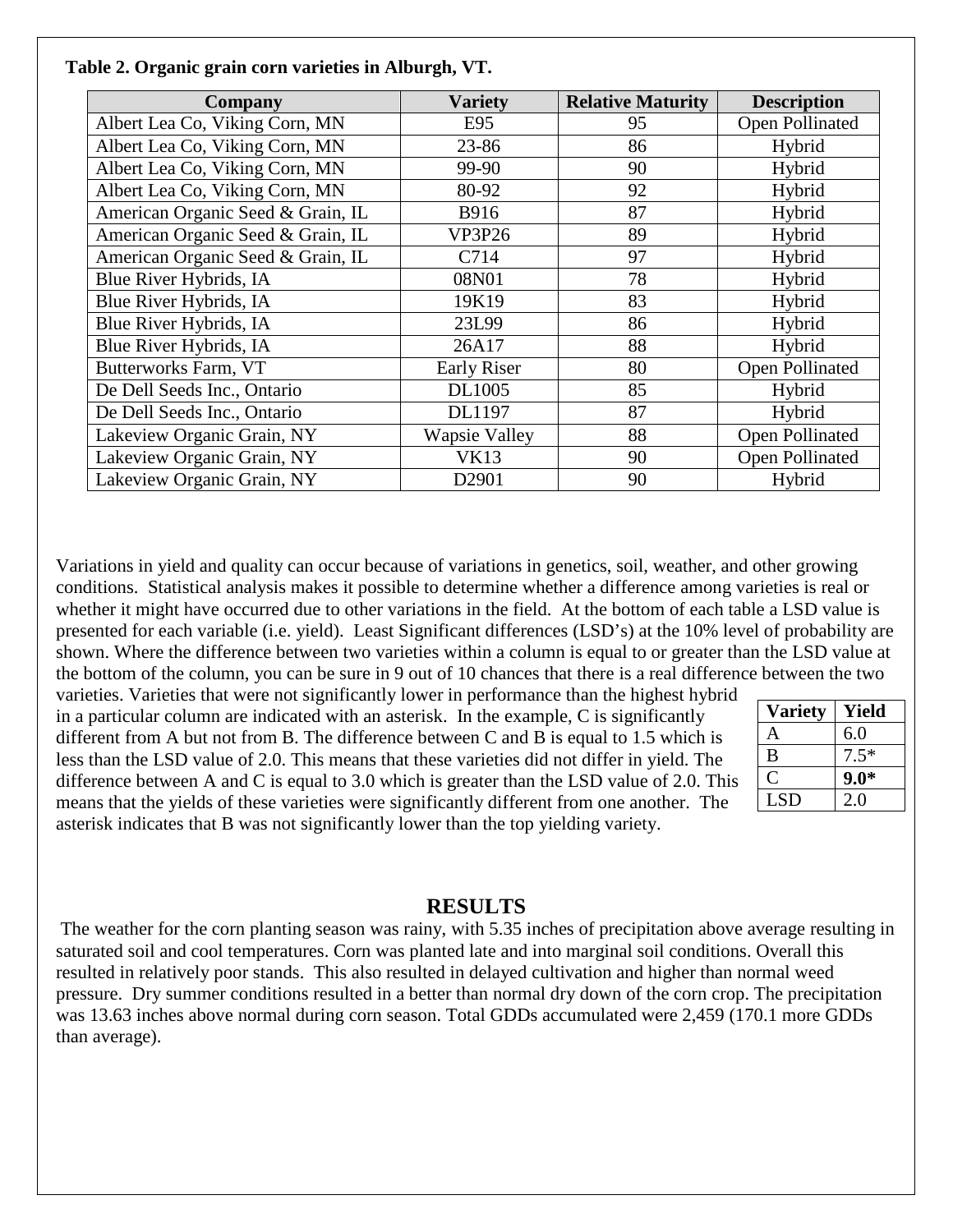**Table 2. Organic grain corn varieties in Alburgh, VT.**

| Company | Variety | Relative Maturity | Description |
|---|---|---|---|
| Albert Lea Co, Viking Corn, MN | E95 | 95 | Open Pollinated |
| Albert Lea Co, Viking Corn, MN | 23-86 | 86 | Hybrid |
| Albert Lea Co, Viking Corn, MN | 99-90 | 90 | Hybrid |
| Albert Lea Co, Viking Corn, MN | 80-92 | 92 | Hybrid |
| American Organic Seed & Grain, IL | B916 | 87 | Hybrid |
| American Organic Seed & Grain, IL | VP3P26 | 89 | Hybrid |
| American Organic Seed & Grain, IL | C714 | 97 | Hybrid |
| Blue River Hybrids, IA | 08N01 | 78 | Hybrid |
| Blue River Hybrids, IA | 19K19 | 83 | Hybrid |
| Blue River Hybrids, IA | 23L99 | 86 | Hybrid |
| Blue River Hybrids, IA | 26A17 | 88 | Hybrid |
| Butterworks Farm, VT | Early Riser | 80 | Open Pollinated |
| De Dell Seeds Inc., Ontario | DL1005 | 85 | Hybrid |
| De Dell Seeds Inc., Ontario | DL1197 | 87 | Hybrid |
| Lakeview Organic Grain, NY | Wapsie Valley | 88 | Open Pollinated |
| Lakeview Organic Grain, NY | VK13 | 90 | Open Pollinated |
| Lakeview Organic Grain, NY | D2901 | 90 | Hybrid |

Variations in yield and quality can occur because of variations in genetics, soil, weather, and other growing conditions. Statistical analysis makes it possible to determine whether a difference among varieties is real or whether it might have occurred due to other variations in the field. At the bottom of each table a LSD value is presented for each variable (i.e. yield). Least Significant differences (LSD's) at the 10% level of probability are shown. Where the difference between two varieties within a column is equal to or greater than the LSD value at the bottom of the column, you can be sure in 9 out of 10 chances that there is a real difference between the two varieties. Varieties that were not significantly lower in performance than the highest hybrid in a particular column are indicated with an asterisk. In the example, C is significantly different from A but not from B. The difference between C and B is equal to 1.5 which is less than the LSD value of 2.0. This means that these varieties did not differ in yield. The difference between A and C is equal to 3.0 which is greater than the LSD value of 2.0. This means that the yields of these varieties were significantly different from one another. The asterisk indicates that B was not significantly lower than the top yielding variety.

| Variety | Yield |
|---|---|
| A | 6.0 |
| B | 7.5* |
| C | **9.0*** |
| LSD | 2.0 |

## RESULTS

The weather for the corn planting season was rainy, with 5.35 inches of precipitation above average resulting in saturated soil and cool temperatures. Corn was planted late and into marginal soil conditions. Overall this resulted in relatively poor stands. This also resulted in delayed cultivation and higher than normal weed pressure. Dry summer conditions resulted in a better than normal dry down of the corn crop. The precipitation was 13.63 inches above normal during corn season. Total GDDs accumulated were 2,459 (170.1 more GDDs than average).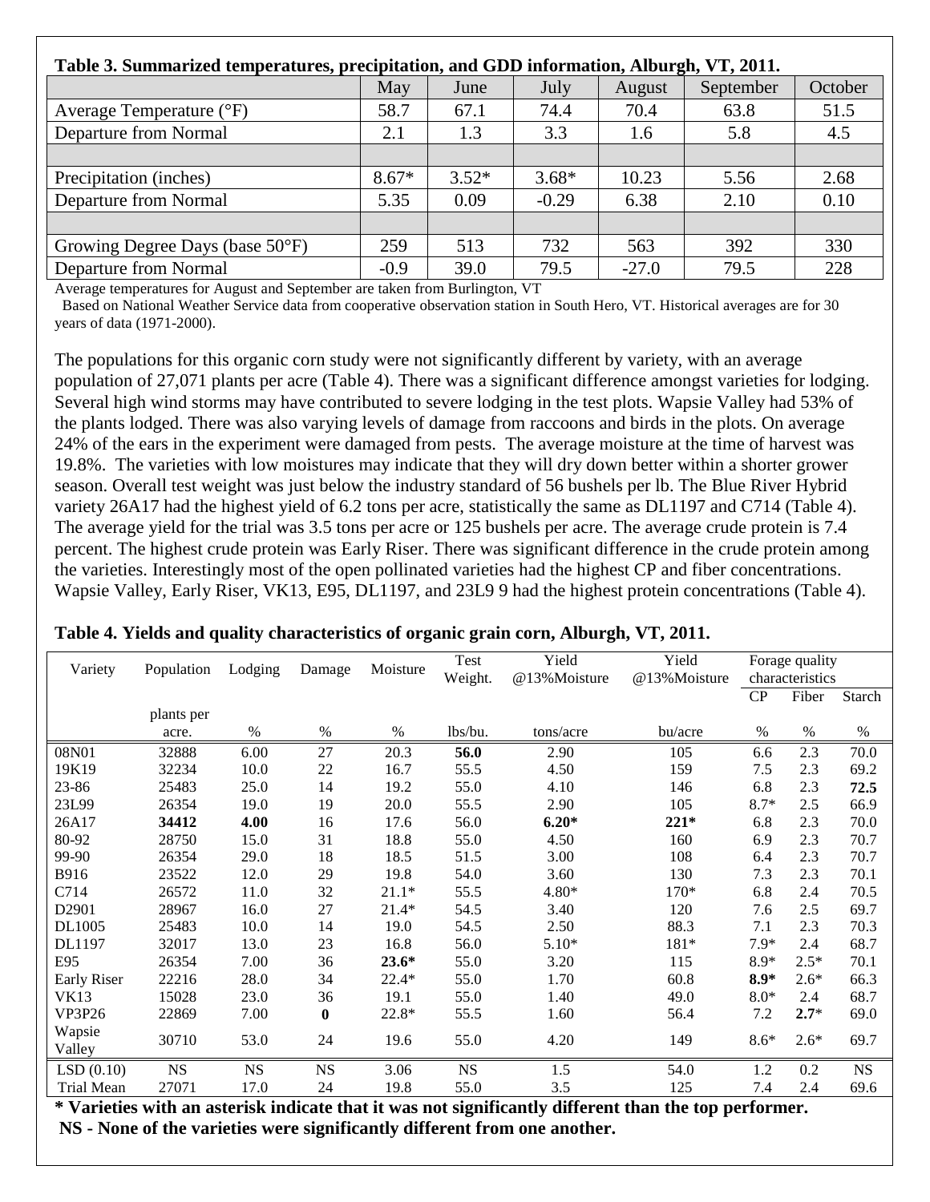**Table 3. Summarized temperatures, precipitation, and GDD information, Alburgh, VT, 2011.**

| | May | June | July | August | September | October |
|---|---|---|---|---|---|---|
| Average Temperature (°F) | 58.7 | 67.1 | 74.4 | 70.4 | 63.8 | 51.5 |
| Departure from Normal | 2.1 | 1.3 | 3.3 | 1.6 | 5.8 | 4.5 |
| | | | | | | |
| Precipitation (inches) | 8.67* | 3.52* | 3.68* | 10.23 | 5.56 | 2.68 |
| Departure from Normal | 5.35 | 0.09 | -0.29 | 6.38 | 2.10 | 0.10 |
| | | | | | | |
| Growing Degree Days (base 50°F) | 259 | 513 | 732 | 563 | 392 | 330 |
| Departure from Normal | -0.9 | 39.0 | 79.5 | -27.0 | 79.5 | 228 |

Average temperatures for August and September are taken from Burlington, VT

Based on National Weather Service data from cooperative observation station in South Hero, VT. Historical averages are for 30 years of data (1971-2000).

The populations for this organic corn study were not significantly different by variety, with an average population of 27,071 plants per acre (Table 4). There was a significant difference amongst varieties for lodging. Several high wind storms may have contributed to severe lodging in the test plots. Wapsie Valley had 53% of the plants lodged. There was also varying levels of damage from raccoons and birds in the plots. On average 24% of the ears in the experiment were damaged from pests. The average moisture at the time of harvest was 19.8%. The varieties with low moistures may indicate that they will dry down better within a shorter grower season. Overall test weight was just below the industry standard of 56 bushels per lb. The Blue River Hybrid variety 26A17 had the highest yield of 6.2 tons per acre, statistically the same as DL1197 and C714 (Table 4). The average yield for the trial was 3.5 tons per acre or 125 bushels per acre. The average crude protein is 7.4 percent. The highest crude protein was Early Riser. There was significant difference in the crude protein among the varieties. Interestingly most of the open pollinated varieties had the highest CP and fiber concentrations. Wapsie Valley, Early Riser, VK13, E95, DL1197, and 23L9 9 had the highest protein concentrations (Table 4).

**Table 4. Yields and quality characteristics of organic grain corn, Alburgh, VT, 2011.**

| Variety | Population | Lodging | Damage | Moisture | Test Weight. | Yield @13%Moisture | Yield @13%Moisture | Forage quality characteristics | | |
|---|---|---|---|---|---|---|---|---|---|---|
| | | | | | | | | CP | Fiber | Starch |
| | plants per acre. | % | % | % | lbs/bu. | tons/acre | bu/acre | % | % | % |
| 08N01 | 32888 | 6.00 | 27 | 20.3 | **56.0** | 2.90 | 105 | 6.6 | 2.3 | 70.0 |
| 19K19 | 32234 | 10.0 | 22 | 16.7 | 55.5 | 4.50 | 159 | 7.5 | 2.3 | 69.2 |
| 23-86 | 25483 | 25.0 | 14 | 19.2 | 55.0 | 4.10 | 146 | 6.8 | 2.3 | **72.5** |
| 23L99 | 26354 | 19.0 | 19 | 20.0 | 55.5 | 2.90 | 105 | 8.7* | 2.5 | 66.9 |
| 26A17 | **34412** | **4.00** | 16 | 17.6 | 56.0 | **6.20*** | **221*** | 6.8 | 2.3 | 70.0 |
| 80-92 | 28750 | 15.0 | 31 | 18.8 | 55.0 | 4.50 | 160 | 6.9 | 2.3 | 70.7 |
| 99-90 | 26354 | 29.0 | 18 | 18.5 | 51.5 | 3.00 | 108 | 6.4 | 2.3 | 70.7 |
| B916 | 23522 | 12.0 | 29 | 19.8 | 54.0 | 3.60 | 130 | 7.3 | 2.3 | 70.1 |
| C714 | 26572 | 11.0 | 32 | 21.1* | 55.5 | 4.80* | 170* | 6.8 | 2.4 | 70.5 |
| D2901 | 28967 | 16.0 | 27 | 21.4* | 54.5 | 3.40 | 120 | 7.6 | 2.5 | 69.7 |
| DL1005 | 25483 | 10.0 | 14 | 19.0 | 54.5 | 2.50 | 88.3 | 7.1 | 2.3 | 70.3 |
| DL1197 | 32017 | 13.0 | 23 | 16.8 | 56.0 | 5.10* | 181* | 7.9* | 2.4 | 68.7 |
| E95 | 26354 | 7.00 | 36 | **23.6*** | 55.0 | 3.20 | 115 | 8.9* | 2.5* | 70.1 |
| Early Riser | 22216 | 28.0 | 34 | 22.4* | 55.0 | 1.70 | 60.8 | **8.9*** | 2.6* | 66.3 |
| VK13 | 15028 | 23.0 | 36 | 19.1 | 55.0 | 1.40 | 49.0 | 8.0* | 2.4 | 68.7 |
| VP3P26 | 22869 | 7.00 | **0** | 22.8* | 55.5 | 1.60 | 56.4 | 7.2 | **2.7*** | 69.0 |
| Wapsie Valley | 30710 | 53.0 | 24 | 19.6 | 55.0 | 4.20 | 149 | 8.6* | 2.6* | 69.7 |
| LSD (0.10) | NS | NS | NS | 3.06 | NS | 1.5 | 54.0 | 1.2 | 0.2 | NS |
| Trial Mean | 27071 | 17.0 | 24 | 19.8 | 55.0 | 3.5 | 125 | 7.4 | 2.4 | 69.6 |

**\* Varieties with an asterisk indicate that it was not significantly different than the top performer.**

**NS - None of the varieties were significantly different from one another.**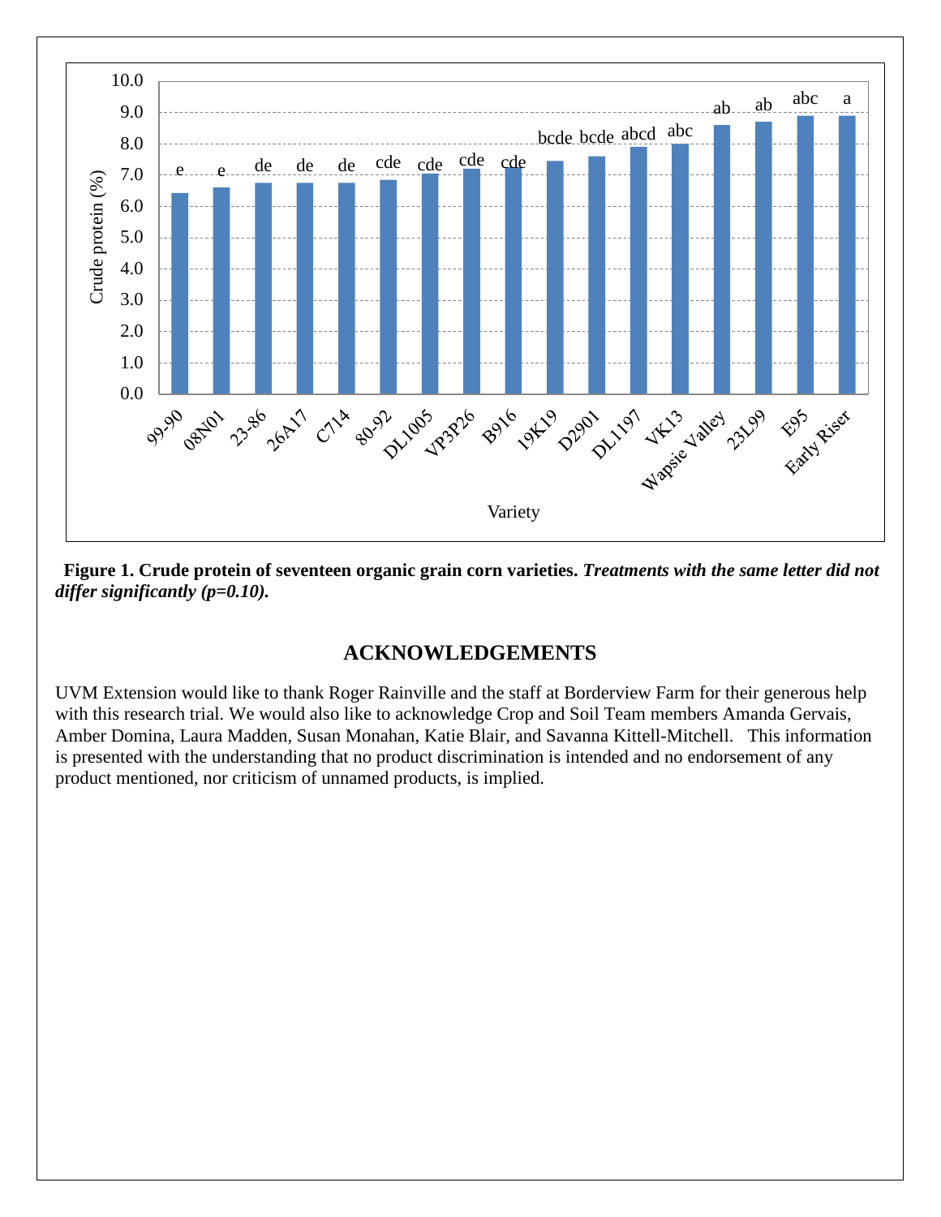10.0
9.0
8.0
7.0
6.0
5.0
4.0
3.0
2.0
1.0
0.0

Crude protein (%)

e e de de de cde cde cde cde bcde bcde abcd abc ab ab abc a

99-90 08N01 23-86 26A17 C714 80-92 DL1005 VP3P26 B916 19K19 D2901 DL1197 VK13 Wapsie Valley 23L99 E95 Early Riser

Variety

**Figure 1. Crude protein of seventeen organic grain corn varieties.** ***Treatments with the same letter did not differ significantly (p=0.10).***

## ACKNOWLEDGEMENTS

UVM Extension would like to thank Roger Rainville and the staff at Borderview Farm for their generous help with this research trial. We would also like to acknowledge Crop and Soil Team members Amanda Gervais, Amber Domina, Laura Madden, Susan Monahan, Katie Blair, and Savanna Kittell-Mitchell. This information is presented with the understanding that no product discrimination is intended and no endorsement of any product mentioned, nor criticism of unnamed products, is implied.